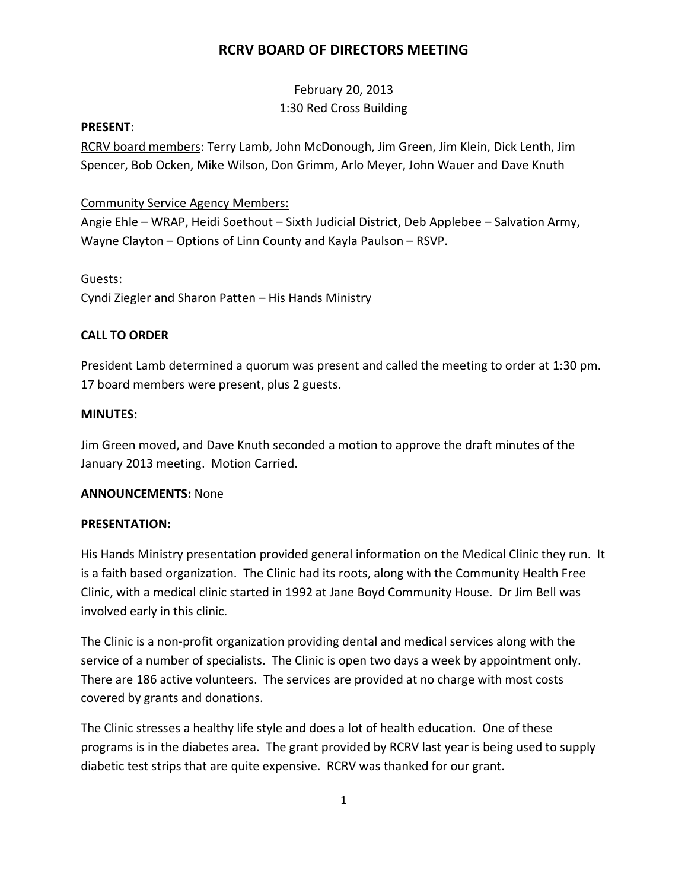# RCRV BOARD OF DIRECTORS MEETING

February 20, 2013
1:30 Red Cross Building

**PRESENT**:

RCRV board members: Terry Lamb, John McDonough, Jim Green, Jim Klein, Dick Lenth, Jim Spencer, Bob Ocken, Mike Wilson, Don Grimm, Arlo Meyer, John Wauer and Dave Knuth

Community Service Agency Members:
Angie Ehle – WRAP, Heidi Soethout – Sixth Judicial District, Deb Applebee – Salvation Army, Wayne Clayton – Options of Linn County and Kayla Paulson – RSVP.

Guests:
Cyndi Ziegler and Sharon Patten – His Hands Ministry

**CALL TO ORDER**

President Lamb determined a quorum was present and called the meeting to order at 1:30 pm. 17 board members were present, plus 2 guests.

**MINUTES:**

Jim Green moved, and Dave Knuth seconded a motion to approve the draft minutes of the January 2013 meeting. Motion Carried.

**ANNOUNCEMENTS:** None

**PRESENTATION:**

His Hands Ministry presentation provided general information on the Medical Clinic they run. It is a faith based organization. The Clinic had its roots, along with the Community Health Free Clinic, with a medical clinic started in 1992 at Jane Boyd Community House. Dr Jim Bell was involved early in this clinic.

The Clinic is a non-profit organization providing dental and medical services along with the service of a number of specialists. The Clinic is open two days a week by appointment only. There are 186 active volunteers. The services are provided at no charge with most costs covered by grants and donations.

The Clinic stresses a healthy life style and does a lot of health education. One of these programs is in the diabetes area. The grant provided by RCRV last year is being used to supply diabetic test strips that are quite expensive. RCRV was thanked for our grant.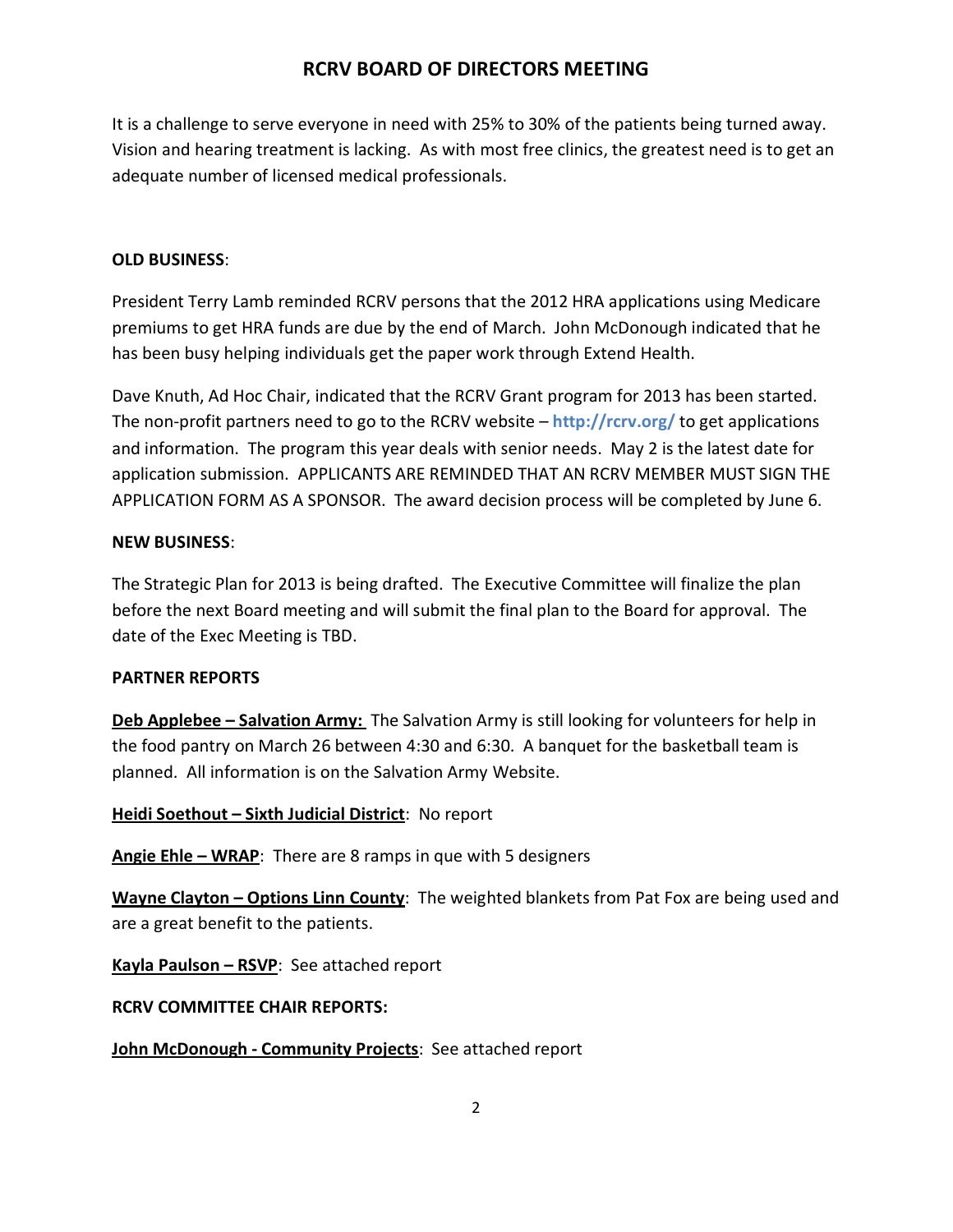# RCRV BOARD OF DIRECTORS MEETING

It is a challenge to serve everyone in need with 25% to 30% of the patients being turned away. Vision and hearing treatment is lacking. As with most free clinics, the greatest need is to get an adequate number of licensed medical professionals.

**OLD BUSINESS**:

President Terry Lamb reminded RCRV persons that the 2012 HRA applications using Medicare premiums to get HRA funds are due by the end of March. John McDonough indicated that he has been busy helping individuals get the paper work through Extend Health.

Dave Knuth, Ad Hoc Chair, indicated that the RCRV Grant program for 2013 has been started. The non-profit partners need to go to the RCRV website – **http://rcrv.org/** to get applications and information. The program this year deals with senior needs. May 2 is the latest date for application submission. APPLICANTS ARE REMINDED THAT AN RCRV MEMBER MUST SIGN THE APPLICATION FORM AS A SPONSOR. The award decision process will be completed by June 6.

**NEW BUSINESS**:

The Strategic Plan for 2013 is being drafted. The Executive Committee will finalize the plan before the next Board meeting and will submit the final plan to the Board for approval. The date of the Exec Meeting is TBD.

**PARTNER REPORTS**

**Deb Applebee – Salvation Army:** The Salvation Army is still looking for volunteers for help in the food pantry on March 26 between 4:30 and 6:30. A banquet for the basketball team is planned. All information is on the Salvation Army Website.

**Heidi Soethout – Sixth Judicial District**: No report

**Angie Ehle – WRAP**: There are 8 ramps in que with 5 designers

**Wayne Clayton – Options Linn County**: The weighted blankets from Pat Fox are being used and are a great benefit to the patients.

**Kayla Paulson – RSVP**: See attached report

**RCRV COMMITTEE CHAIR REPORTS:**

**John McDonough - Community Projects**: See attached report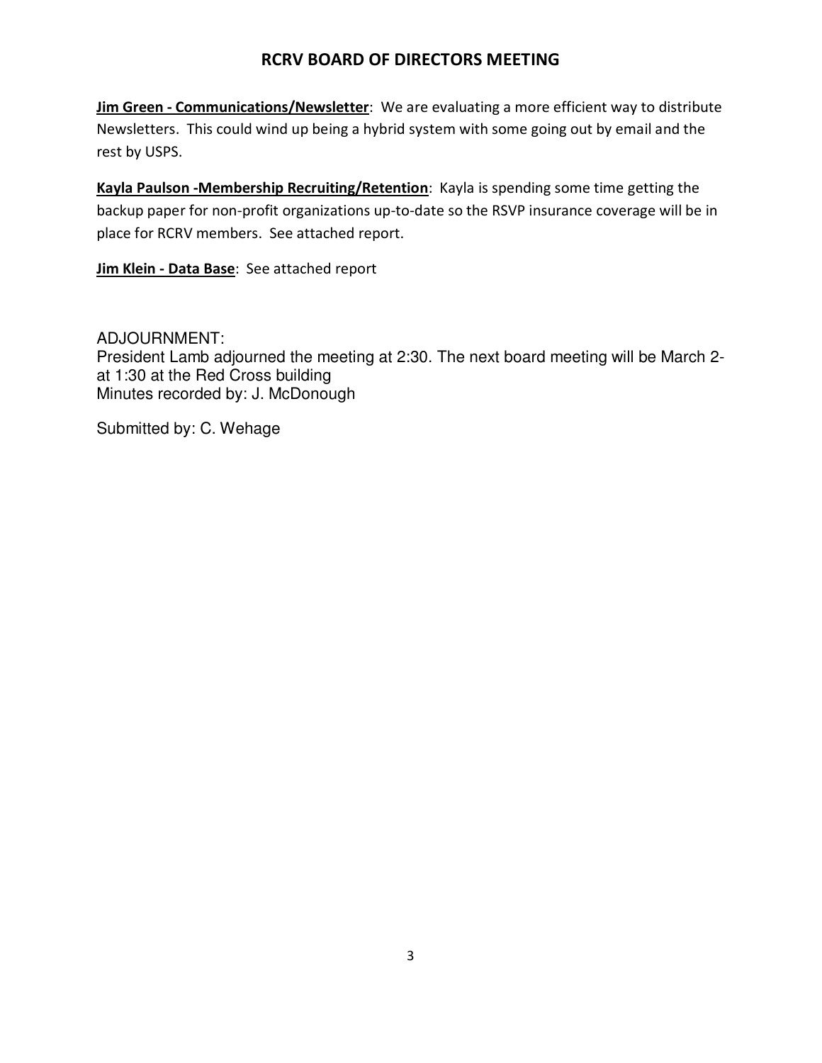## RCRV BOARD OF DIRECTORS MEETING

**Jim Green - Communications/Newsletter**: We are evaluating a more efficient way to distribute Newsletters. This could wind up being a hybrid system with some going out by email and the rest by USPS.

**Kayla Paulson -Membership Recruiting/Retention**: Kayla is spending some time getting the backup paper for non-profit organizations up-to-date so the RSVP insurance coverage will be in place for RCRV members. See attached report.

**Jim Klein - Data Base**: See attached report

ADJOURNMENT:
President Lamb adjourned the meeting at 2:30. The next board meeting will be March 2- at 1:30 at the Red Cross building
Minutes recorded by: J. McDonough

Submitted by: C. Wehage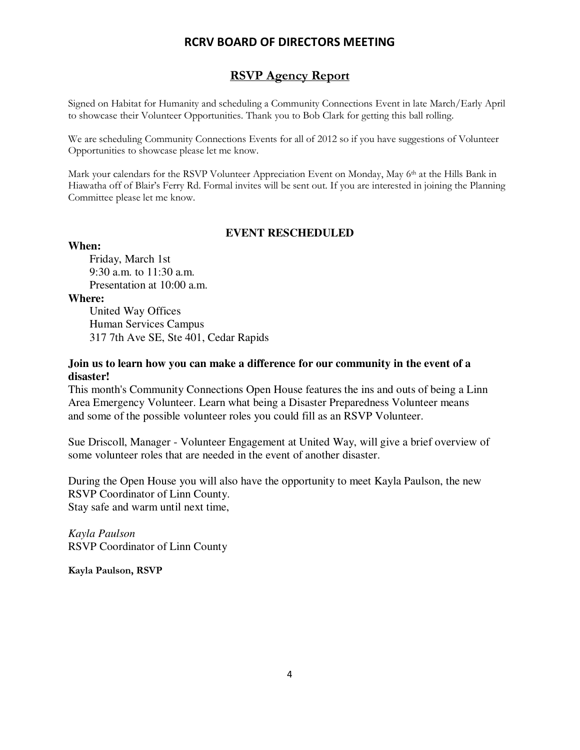# RCRV BOARD OF DIRECTORS MEETING

## RSVP Agency Report

Signed on Habitat for Humanity and scheduling a Community Connections Event in late March/Early April to showcase their Volunteer Opportunities. Thank you to Bob Clark for getting this ball rolling.

We are scheduling Community Connections Events for all of 2012 so if you have suggestions of Volunteer Opportunities to showcase please let me know.

Mark your calendars for the RSVP Volunteer Appreciation Event on Monday, May 6th at the Hills Bank in Hiawatha off of Blair's Ferry Rd. Formal invites will be sent out. If you are interested in joining the Planning Committee please let me know.

### EVENT RESCHEDULED

**When:**

Friday, March 1st
9:30 a.m. to 11:30 a.m.
Presentation at 10:00 a.m.

**Where:**

United Way Offices
Human Services Campus
317 7th Ave SE, Ste 401, Cedar Rapids

**Join us to learn how you can make a difference for our community in the event of a disaster!**

This month's Community Connections Open House features the ins and outs of being a Linn Area Emergency Volunteer. Learn what being a Disaster Preparedness Volunteer means and some of the possible volunteer roles you could fill as an RSVP Volunteer.

Sue Driscoll, Manager - Volunteer Engagement at United Way, will give a brief overview of some volunteer roles that are needed in the event of another disaster.

During the Open House you will also have the opportunity to meet Kayla Paulson, the new RSVP Coordinator of Linn County.
Stay safe and warm until next time,

*Kayla Paulson*
RSVP Coordinator of Linn County

**Kayla Paulson, RSVP**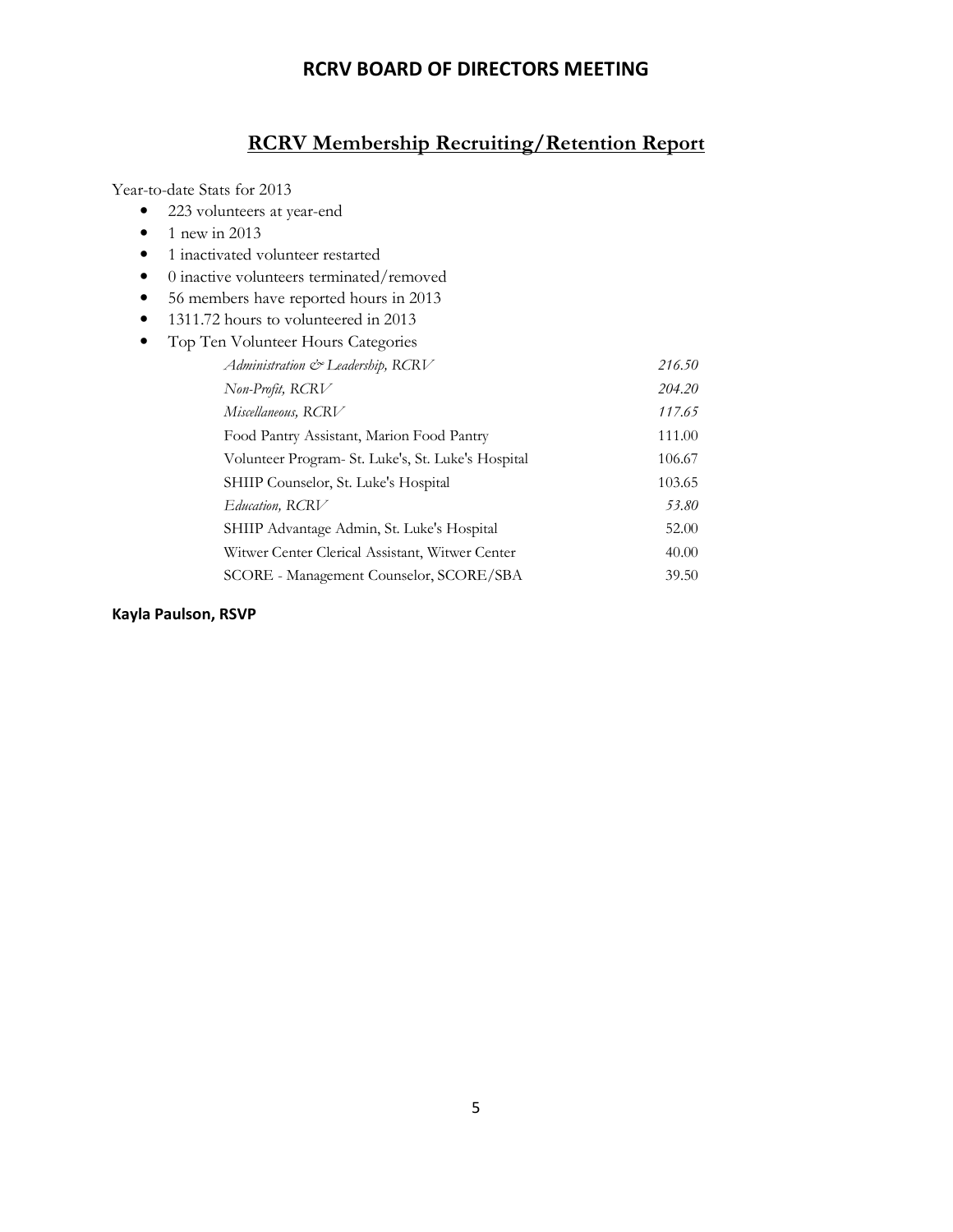# RCRV BOARD OF DIRECTORS MEETING

## RCRV Membership Recruiting/Retention Report

Year-to-date Stats for 2013

- 223 volunteers at year-end
- 1 new in 2013
- 1 inactivated volunteer restarted
- 0 inactive volunteers terminated/removed
- 56 members have reported hours in 2013
- 1311.72 hours to volunteered in 2013
- Top Ten Volunteer Hours Categories

| | |
|---|---:|
| *Administration & Leadership, RCRV* | *216.50* |
| *Non-Profit, RCRV* | *204.20* |
| *Miscellaneous, RCRV* | *117.65* |
| Food Pantry Assistant, Marion Food Pantry | 111.00 |
| Volunteer Program- St. Luke's, St. Luke's Hospital | 106.67 |
| SHIIP Counselor, St. Luke's Hospital | 103.65 |
| *Education, RCRV* | *53.80* |
| SHIIP Advantage Admin, St. Luke's Hospital | 52.00 |
| Witwer Center Clerical Assistant, Witwer Center | 40.00 |
| SCORE - Management Counselor, SCORE/SBA | 39.50 |

**Kayla Paulson, RSVP**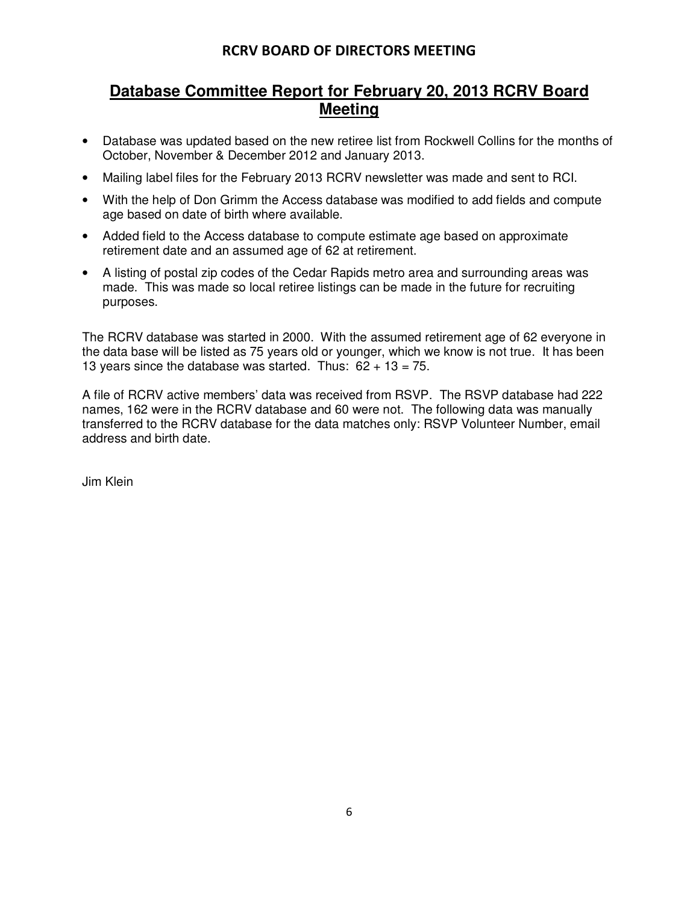# Database Committee Report for February 20, 2013 RCRV Board Meeting

- Database was updated based on the new retiree list from Rockwell Collins for the months of October, November & December 2012 and January 2013.
- Mailing label files for the February 2013 RCRV newsletter was made and sent to RCI.
- With the help of Don Grimm the Access database was modified to add fields and compute age based on date of birth where available.
- Added field to the Access database to compute estimate age based on approximate retirement date and an assumed age of 62 at retirement.
- A listing of postal zip codes of the Cedar Rapids metro area and surrounding areas was made. This was made so local retiree listings can be made in the future for recruiting purposes.

The RCRV database was started in 2000. With the assumed retirement age of 62 everyone in the data base will be listed as 75 years old or younger, which we know is not true. It has been 13 years since the database was started. Thus: 62 + 13 = 75.

A file of RCRV active members' data was received from RSVP. The RSVP database had 222 names, 162 were in the RCRV database and 60 were not. The following data was manually transferred to the RCRV database for the data matches only: RSVP Volunteer Number, email address and birth date.

Jim Klein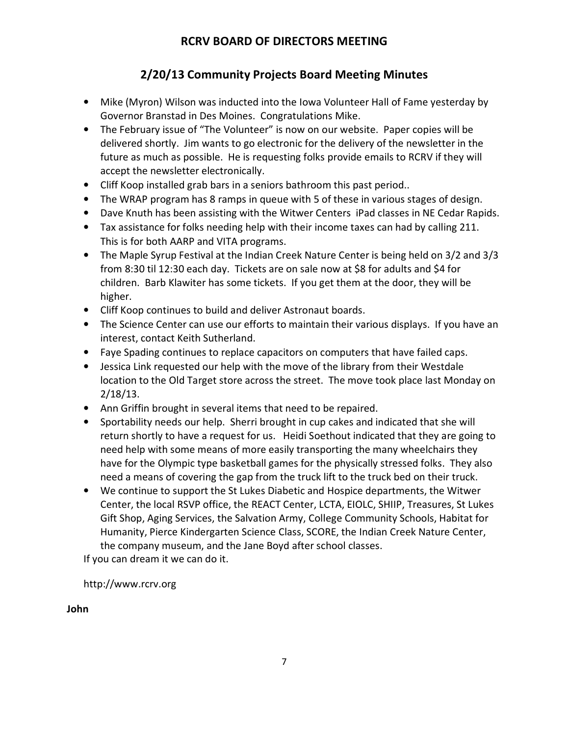# RCRV BOARD OF DIRECTORS MEETING

## 2/20/13 Community Projects Board Meeting Minutes

- Mike (Myron) Wilson was inducted into the Iowa Volunteer Hall of Fame yesterday by Governor Branstad in Des Moines. Congratulations Mike.
- The February issue of "The Volunteer" is now on our website. Paper copies will be delivered shortly. Jim wants to go electronic for the delivery of the newsletter in the future as much as possible. He is requesting folks provide emails to RCRV if they will accept the newsletter electronically.
- Cliff Koop installed grab bars in a seniors bathroom this past period..
- The WRAP program has 8 ramps in queue with 5 of these in various stages of design.
- Dave Knuth has been assisting with the Witwer Centers iPad classes in NE Cedar Rapids.
- Tax assistance for folks needing help with their income taxes can had by calling 211. This is for both AARP and VITA programs.
- The Maple Syrup Festival at the Indian Creek Nature Center is being held on 3/2 and 3/3 from 8:30 til 12:30 each day. Tickets are on sale now at $8 for adults and $4 for children. Barb Klawiter has some tickets. If you get them at the door, they will be higher.
- Cliff Koop continues to build and deliver Astronaut boards.
- The Science Center can use our efforts to maintain their various displays. If you have an interest, contact Keith Sutherland.
- Faye Spading continues to replace capacitors on computers that have failed caps.
- Jessica Link requested our help with the move of the library from their Westdale location to the Old Target store across the street. The move took place last Monday on 2/18/13.
- Ann Griffin brought in several items that need to be repaired.
- Sportability needs our help. Sherri brought in cup cakes and indicated that she will return shortly to have a request for us. Heidi Soethout indicated that they are going to need help with some means of more easily transporting the many wheelchairs they have for the Olympic type basketball games for the physically stressed folks. They also need a means of covering the gap from the truck lift to the truck bed on their truck.
- We continue to support the St Lukes Diabetic and Hospice departments, the Witwer Center, the local RSVP office, the REACT Center, LCTA, EIOLC, SHIIP, Treasures, St Lukes Gift Shop, Aging Services, the Salvation Army, College Community Schools, Habitat for Humanity, Pierce Kindergarten Science Class, SCORE, the Indian Creek Nature Center, the company museum, and the Jane Boyd after school classes.

If you can dream it we can do it.

http://www.rcrv.org

**John**